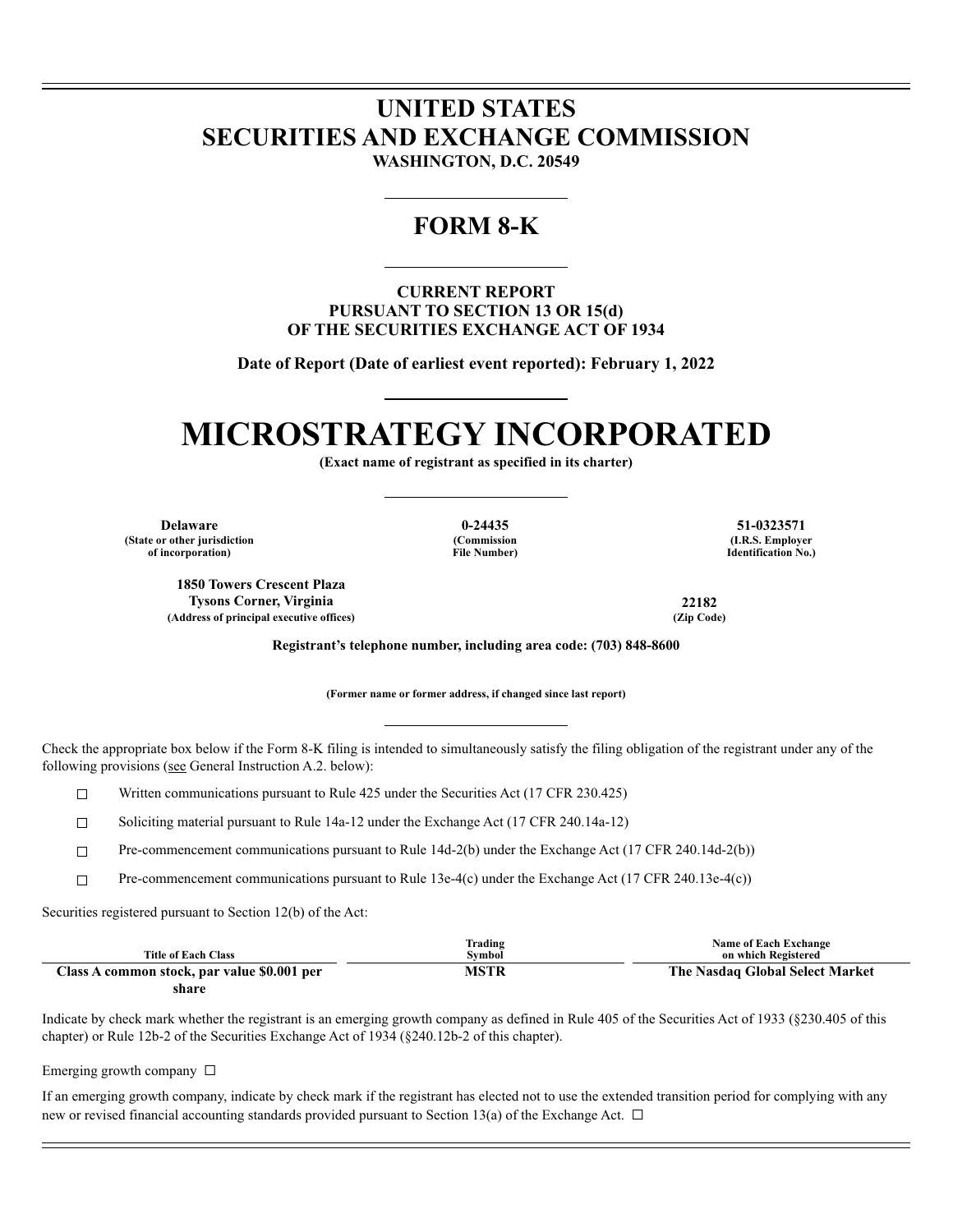# UNITED STATES
# SECURITIES AND EXCHANGE COMMISSION
**WASHINGTON, D.C. 20549**

## FORM 8-K

**CURRENT REPORT**
**PURSUANT TO SECTION 13 OR 15(d)**
**OF THE SECURITIES EXCHANGE ACT OF 1934**

**Date of Report (Date of earliest event reported): February 1, 2022**

# MICROSTRATEGY INCORPORATED

**(Exact name of registrant as specified in its charter)**

| Delaware | 0-24435 | 51-0323571 |
|---|---|---|
| (State or other jurisdiction of incorporation) | (Commission File Number) | (I.R.S. Employer Identification No.) |

| 1850 Towers Crescent Plaza Tysons Corner, Virginia | 22182 |
|---|---|
| (Address of principal executive offices) | (Zip Code) |

**Registrant's telephone number, including area code: (703) 848-8600**

**(Former name or former address, if changed since last report)**

Check the appropriate box below if the Form 8-K filing is intended to simultaneously satisfy the filing obligation of the registrant under any of the following provisions (see General Instruction A.2. below):

☐ Written communications pursuant to Rule 425 under the Securities Act (17 CFR 230.425)

☐ Soliciting material pursuant to Rule 14a-12 under the Exchange Act (17 CFR 240.14a-12)

☐ Pre-commencement communications pursuant to Rule 14d-2(b) under the Exchange Act (17 CFR 240.14d-2(b))

☐ Pre-commencement communications pursuant to Rule 13e-4(c) under the Exchange Act (17 CFR 240.13e-4(c))

Securities registered pursuant to Section 12(b) of the Act:

| Title of Each Class | Trading Symbol | Name of Each Exchange on which Registered |
|---|---|---|
| **Class A common stock, par value $0.001 per share** | **MSTR** | **The Nasdaq Global Select Market** |

Indicate by check mark whether the registrant is an emerging growth company as defined in Rule 405 of the Securities Act of 1933 (§230.405 of this chapter) or Rule 12b-2 of the Securities Exchange Act of 1934 (§240.12b-2 of this chapter).

Emerging growth company ☐

If an emerging growth company, indicate by check mark if the registrant has elected not to use the extended transition period for complying with any new or revised financial accounting standards provided pursuant to Section 13(a) of the Exchange Act. ☐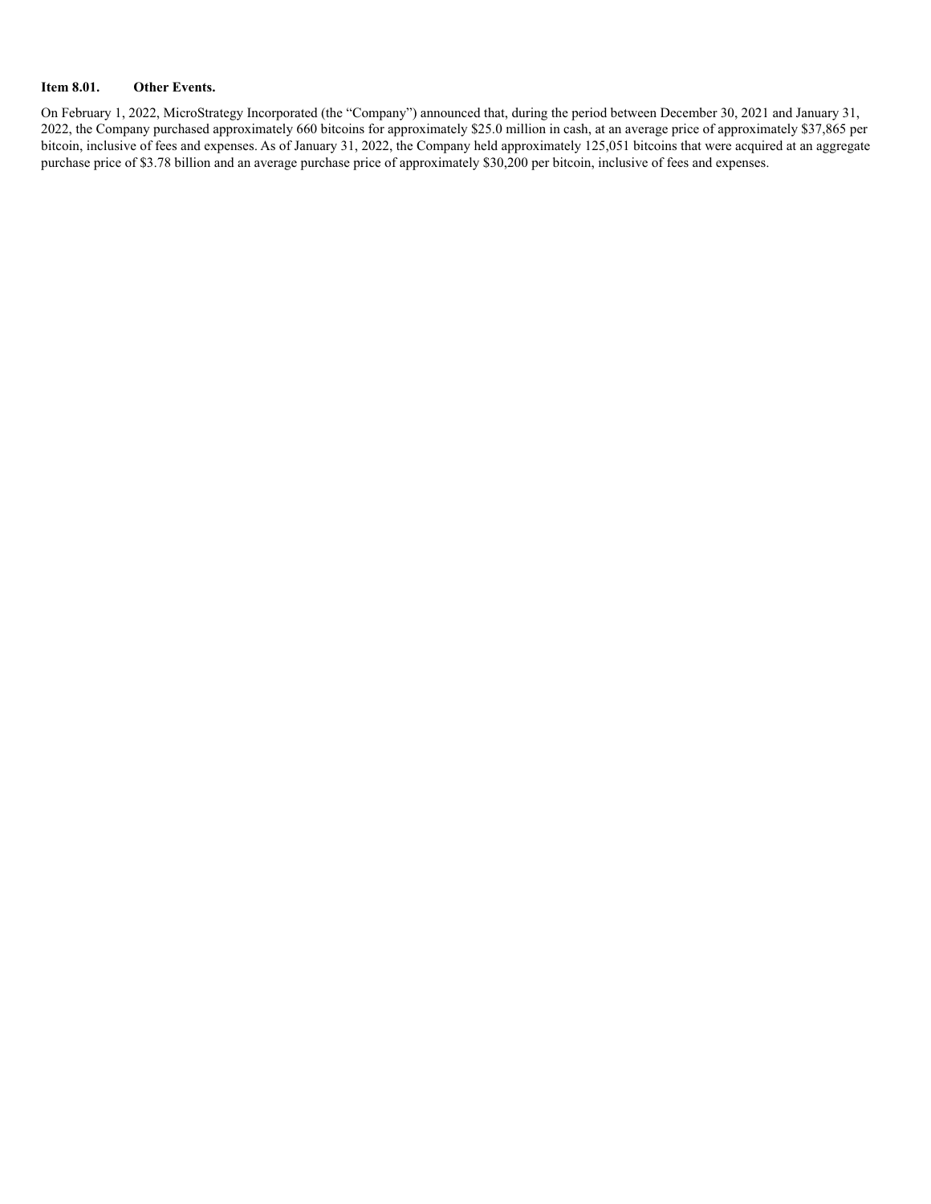**Item 8.01. Other Events.**

On February 1, 2022, MicroStrategy Incorporated (the "Company") announced that, during the period between December 30, 2021 and January 31, 2022, the Company purchased approximately 660 bitcoins for approximately $25.0 million in cash, at an average price of approximately $37,865 per bitcoin, inclusive of fees and expenses. As of January 31, 2022, the Company held approximately 125,051 bitcoins that were acquired at an aggregate purchase price of $3.78 billion and an average purchase price of approximately $30,200 per bitcoin, inclusive of fees and expenses.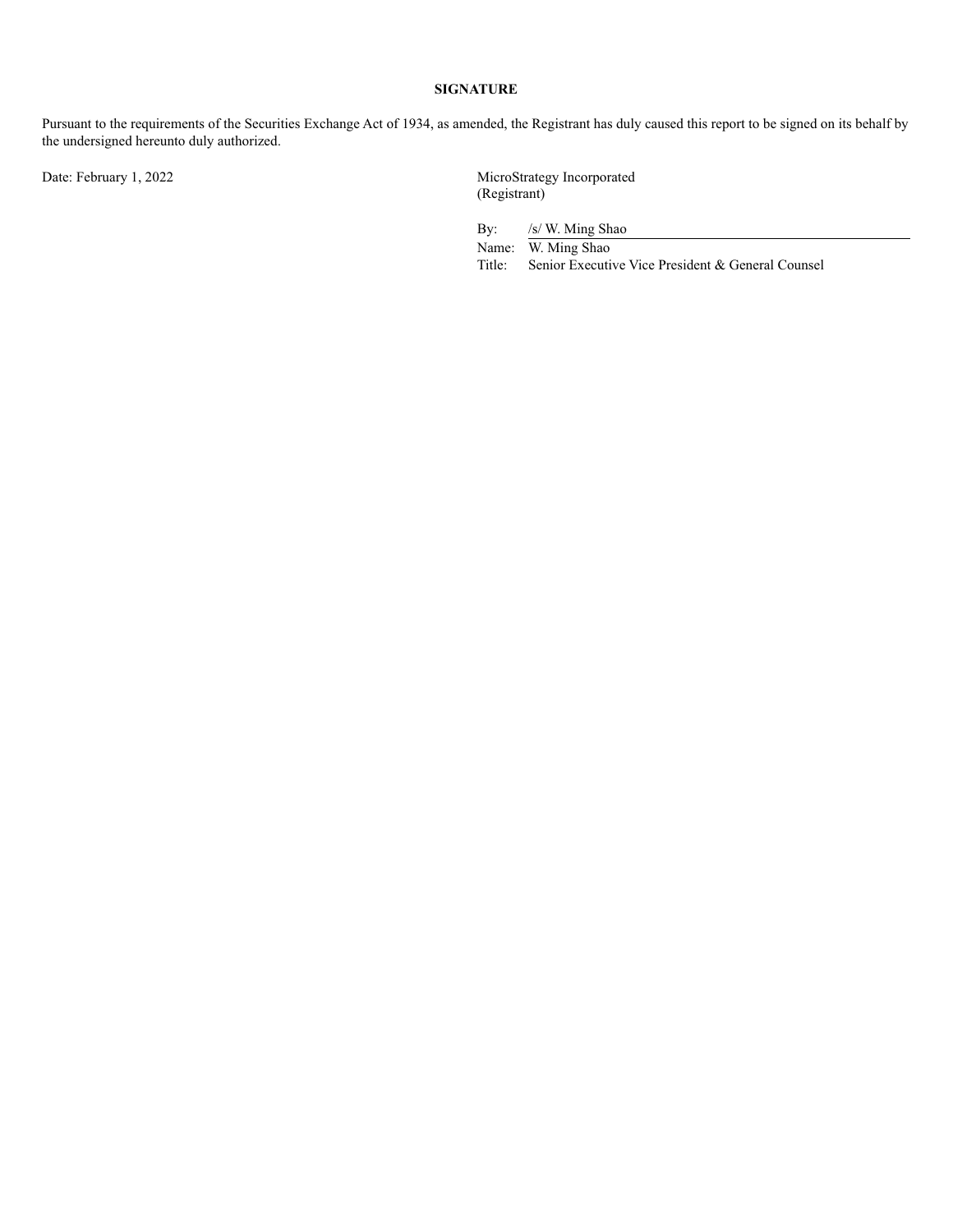**SIGNATURE**

Pursuant to the requirements of the Securities Exchange Act of 1934, as amended, the Registrant has duly caused this report to be signed on its behalf by the undersigned hereunto duly authorized.

Date: February 1, 2022

MicroStrategy Incorporated
(Registrant)

By: /s/ W. Ming Shao
Name: W. Ming Shao
Title: Senior Executive Vice President & General Counsel